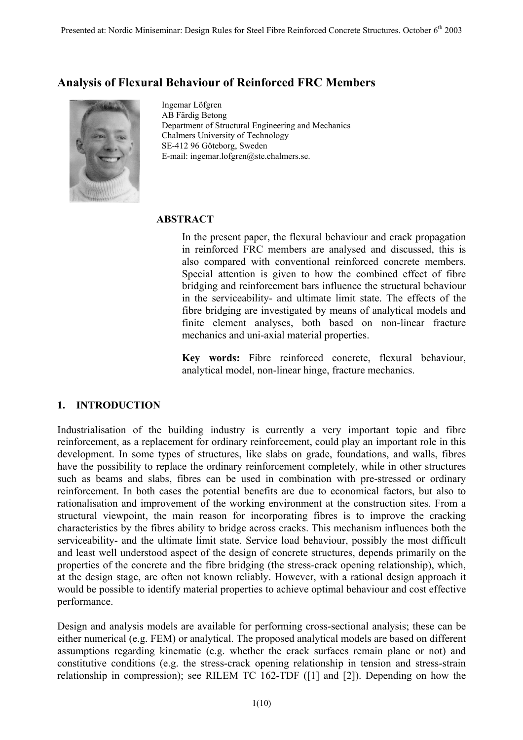Presented at: Nordic Miniseminar: Design Rules for Steel Fibre Reinforced Concrete Structures. October 6th 2003

# Analysis of Flexural Behaviour of Reinforced FRC Members

Ingemar Löfgren
AB Färdig Betong
Department of Structural Engineering and Mechanics
Chalmers University of Technology
SE-412 96 Göteborg, Sweden
E-mail: ingemar.lofgren@ste.chalmers.se.

## ABSTRACT

In the present paper, the flexural behaviour and crack propagation in reinforced FRC members are analysed and discussed, this is also compared with conventional reinforced concrete members. Special attention is given to how the combined effect of fibre bridging and reinforcement bars influence the structural behaviour in the serviceability- and ultimate limit state. The effects of the fibre bridging are investigated by means of analytical models and finite element analyses, both based on non-linear fracture mechanics and uni-axial material properties.

**Key words:** Fibre reinforced concrete, flexural behaviour, analytical model, non-linear hinge, fracture mechanics.

## 1. INTRODUCTION

Industrialisation of the building industry is currently a very important topic and fibre reinforcement, as a replacement for ordinary reinforcement, could play an important role in this development. In some types of structures, like slabs on grade, foundations, and walls, fibres have the possibility to replace the ordinary reinforcement completely, while in other structures such as beams and slabs, fibres can be used in combination with pre-stressed or ordinary reinforcement. In both cases the potential benefits are due to economical factors, but also to rationalisation and improvement of the working environment at the construction sites. From a structural viewpoint, the main reason for incorporating fibres is to improve the cracking characteristics by the fibres ability to bridge across cracks. This mechanism influences both the serviceability- and the ultimate limit state. Service load behaviour, possibly the most difficult and least well understood aspect of the design of concrete structures, depends primarily on the properties of the concrete and the fibre bridging (the stress-crack opening relationship), which, at the design stage, are often not known reliably. However, with a rational design approach it would be possible to identify material properties to achieve optimal behaviour and cost effective performance.

Design and analysis models are available for performing cross-sectional analysis; these can be either numerical (e.g. FEM) or analytical. The proposed analytical models are based on different assumptions regarding kinematic (e.g. whether the crack surfaces remain plane or not) and constitutive conditions (e.g. the stress-crack opening relationship in tension and stress-strain relationship in compression); see RILEM TC 162-TDF ([1] and [2]). Depending on how the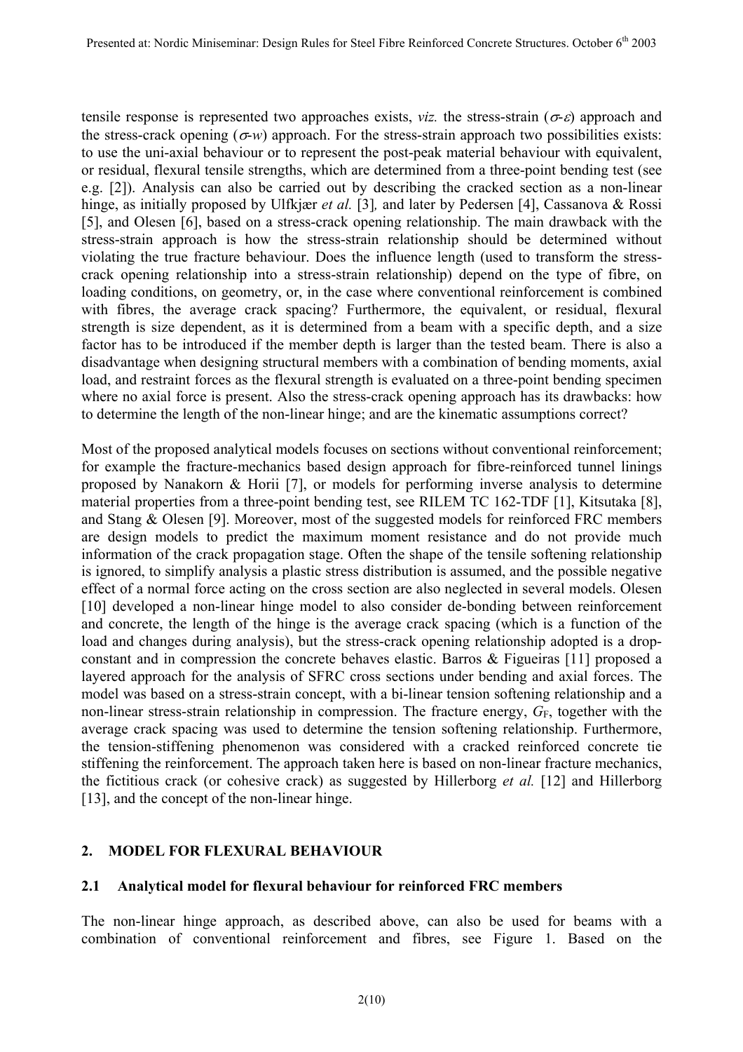tensile response is represented two approaches exists, *viz.* the stress-strain ($\sigma$-$\varepsilon$) approach and the stress-crack opening ($\sigma$-$w$) approach. For the stress-strain approach two possibilities exists: to use the uni-axial behaviour or to represent the post-peak material behaviour with equivalent, or residual, flexural tensile strengths, which are determined from a three-point bending test (see e.g. [2]). Analysis can also be carried out by describing the cracked section as a non-linear hinge, as initially proposed by Ulfkjær *et al.* [3]*,* and later by Pedersen [4], Cassanova & Rossi [5], and Olesen [6], based on a stress-crack opening relationship. The main drawback with the stress-strain approach is how the stress-strain relationship should be determined without violating the true fracture behaviour. Does the influence length (used to transform the stress-crack opening relationship into a stress-strain relationship) depend on the type of fibre, on loading conditions, on geometry, or, in the case where conventional reinforcement is combined with fibres, the average crack spacing? Furthermore, the equivalent, or residual, flexural strength is size dependent, as it is determined from a beam with a specific depth, and a size factor has to be introduced if the member depth is larger than the tested beam. There is also a disadvantage when designing structural members with a combination of bending moments, axial load, and restraint forces as the flexural strength is evaluated on a three-point bending specimen where no axial force is present. Also the stress-crack opening approach has its drawbacks: how to determine the length of the non-linear hinge; and are the kinematic assumptions correct?

Most of the proposed analytical models focuses on sections without conventional reinforcement; for example the fracture-mechanics based design approach for fibre-reinforced tunnel linings proposed by Nanakorn & Horii [7], or models for performing inverse analysis to determine material properties from a three-point bending test, see RILEM TC 162-TDF [1], Kitsutaka [8], and Stang & Olesen [9]. Moreover, most of the suggested models for reinforced FRC members are design models to predict the maximum moment resistance and do not provide much information of the crack propagation stage. Often the shape of the tensile softening relationship is ignored, to simplify analysis a plastic stress distribution is assumed, and the possible negative effect of a normal force acting on the cross section are also neglected in several models. Olesen [10] developed a non-linear hinge model to also consider de-bonding between reinforcement and concrete, the length of the hinge is the average crack spacing (which is a function of the load and changes during analysis), but the stress-crack opening relationship adopted is a drop-constant and in compression the concrete behaves elastic. Barros & Figueiras [11] proposed a layered approach for the analysis of SFRC cross sections under bending and axial forces. The model was based on a stress-strain concept, with a bi-linear tension softening relationship and a non-linear stress-strain relationship in compression. The fracture energy, $G_F$, together with the average crack spacing was used to determine the tension softening relationship. Furthermore, the tension-stiffening phenomenon was considered with a cracked reinforced concrete tie stiffening the reinforcement. The approach taken here is based on non-linear fracture mechanics, the fictitious crack (or cohesive crack) as suggested by Hillerborg *et al.* [12] and Hillerborg [13], and the concept of the non-linear hinge.

## 2. MODEL FOR FLEXURAL BEHAVIOUR

### 2.1 Analytical model for flexural behaviour for reinforced FRC members

The non-linear hinge approach, as described above, can also be used for beams with a combination of conventional reinforcement and fibres, see Figure 1. Based on the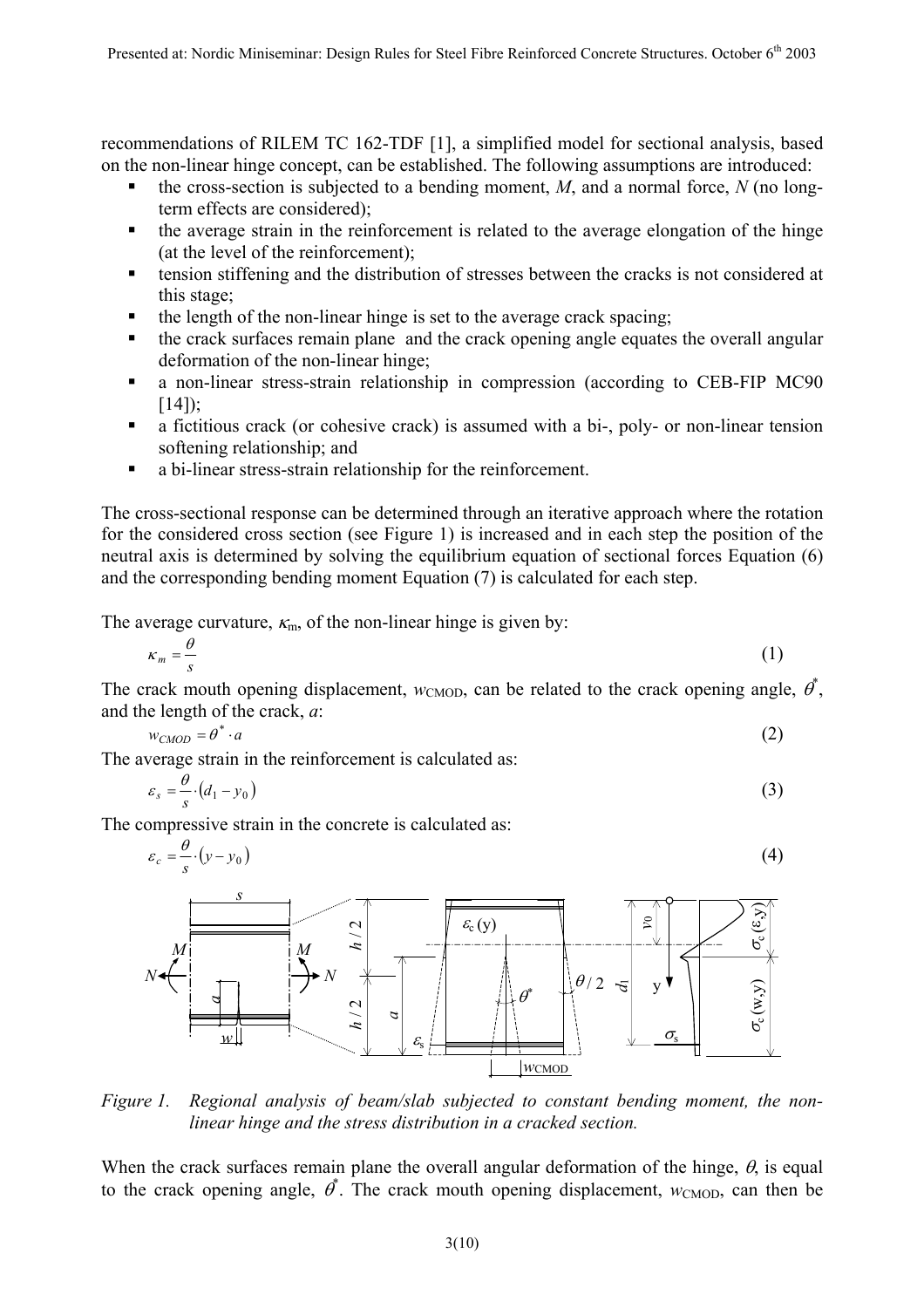recommendations of RILEM TC 162-TDF [1], a simplified model for sectional analysis, based on the non-linear hinge concept, can be established. The following assumptions are introduced:

- the cross-section is subjected to a bending moment, $M$, and a normal force, $N$ (no long-term effects are considered);
- the average strain in the reinforcement is related to the average elongation of the hinge (at the level of the reinforcement);
- tension stiffening and the distribution of stresses between the cracks is not considered at this stage;
- the length of the non-linear hinge is set to the average crack spacing;
- the crack surfaces remain plane and the crack opening angle equates the overall angular deformation of the non-linear hinge;
- a non-linear stress-strain relationship in compression (according to CEB-FIP MC90 [14]);
- a fictitious crack (or cohesive crack) is assumed with a bi-, poly- or non-linear tension softening relationship; and
- a bi-linear stress-strain relationship for the reinforcement.

The cross-sectional response can be determined through an iterative approach where the rotation for the considered cross section (see Figure 1) is increased and in each step the position of the neutral axis is determined by solving the equilibrium equation of sectional forces Equation (6) and the corresponding bending moment Equation (7) is calculated for each step.

The average curvature, $\kappa_m$, of the non-linear hinge is given by:

$$\kappa_m = \frac{\theta}{s} \tag{1}$$

The crack mouth opening displacement, $w_{CMOD}$, can be related to the crack opening angle, $\theta^*$, and the length of the crack, $a$:

$$w_{CMOD} = \theta^* \cdot a \tag{2}$$

The average strain in the reinforcement is calculated as:

$$\varepsilon_s = \frac{\theta}{s} \cdot \left(d_1 - y_0\right) \tag{3}$$

The compressive strain in the concrete is calculated as:

$$\varepsilon_c = \frac{\theta}{s} \cdot \left(y - y_0\right) \tag{4}$$

*Figure 1. Regional analysis of beam/slab subjected to constant bending moment, the non-linear hinge and the stress distribution in a cracked section.*

When the crack surfaces remain plane the overall angular deformation of the hinge, $\theta$, is equal to the crack opening angle, $\theta^*$. The crack mouth opening displacement, $w_{CMOD}$, can then be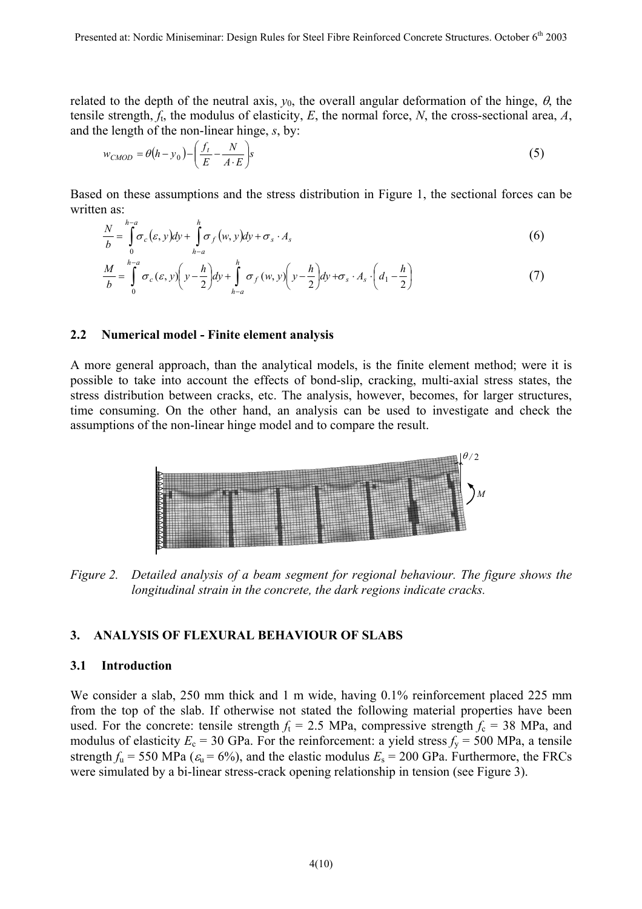related to the depth of the neutral axis, $y_0$, the overall angular deformation of the hinge, $\theta$, the tensile strength, $f_t$, the modulus of elasticity, $E$, the normal force, $N$, the cross-sectional area, $A$, and the length of the non-linear hinge, $s$, by:

$$w_{CMOD} = \theta(h - y_0) - \left(\frac{f_t}{E} - \frac{N}{A \cdot E}\right)s \tag{5}$$

Based on these assumptions and the stress distribution in Figure 1, the sectional forces can be written as:

$$\frac{N}{b} = \int_0^{h-a} \sigma_c(\varepsilon, y)dy + \int_{h-a}^{h} \sigma_f(w, y)dy + \sigma_s \cdot A_s \tag{6}$$

$$\frac{M}{b} = \int_0^{h-a} \sigma_c(\varepsilon, y)\left(y - \frac{h}{2}\right)dy + \int_{h-a}^{h} \sigma_f(w, y)\left(y - \frac{h}{2}\right)dy + \sigma_s \cdot A_s \cdot \left(d_1 - \frac{h}{2}\right) \tag{7}$$

### 2.2 Numerical model - Finite element analysis

A more general approach, than the analytical models, is the finite element method; were it is possible to take into account the effects of bond-slip, cracking, multi-axial stress states, the stress distribution between cracks, etc. The analysis, however, becomes, for larger structures, time consuming. On the other hand, an analysis can be used to investigate and check the assumptions of the non-linear hinge model and to compare the result.

*Figure 2. Detailed analysis of a beam segment for regional behaviour. The figure shows the longitudinal strain in the concrete, the dark regions indicate cracks.*

## 3. ANALYSIS OF FLEXURAL BEHAVIOUR OF SLABS

### 3.1 Introduction

We consider a slab, 250 mm thick and 1 m wide, having 0.1% reinforcement placed 225 mm from the top of the slab. If otherwise not stated the following material properties have been used. For the concrete: tensile strength $f_t$ = 2.5 MPa, compressive strength $f_c$ = 38 MPa, and modulus of elasticity $E_c$ = 30 GPa. For the reinforcement: a yield stress $f_y$ = 500 MPa, a tensile strength $f_u$ = 550 MPa ($\varepsilon_u$ = 6%), and the elastic modulus $E_s$ = 200 GPa. Furthermore, the FRCs were simulated by a bi-linear stress-crack opening relationship in tension (see Figure 3).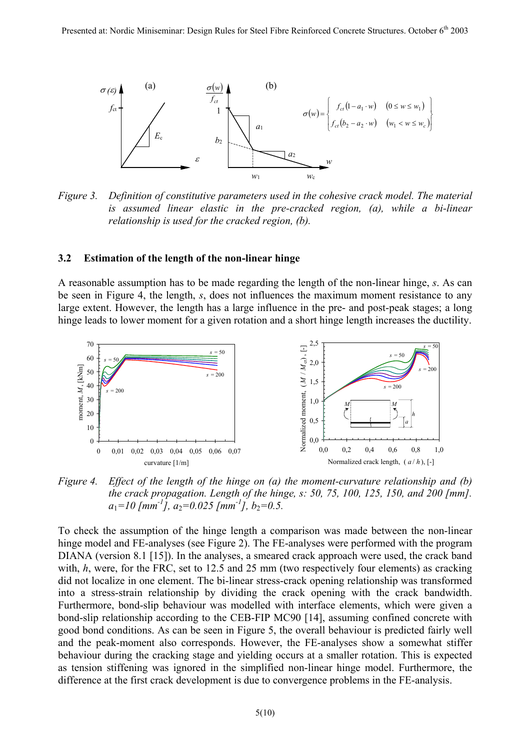Figure 3. Definition of constitutive parameters used in the cohesive crack model. The material is assumed linear elastic in the pre-cracked region, (a), while a bi-linear relationship is used for the cracked region, (b).

$$\sigma(w) = \begin{cases} f_{ct}(1 - a_1 \cdot w) & (0 \le w \le w_1) \\ f_{ct}(b_2 - a_2 \cdot w) & (w_1 < w \le w_c) \end{cases}$$

### 3.2 Estimation of the length of the non-linear hinge

A reasonable assumption has to be made regarding the length of the non-linear hinge, *s*. As can be seen in Figure 4, the length, *s*, does not influences the maximum moment resistance to any large extent. However, the length has a large influence in the pre- and post-peak stages; a long hinge leads to lower moment for a given rotation and a short hinge length increases the ductility.

Figure 4. Effect of the length of the hinge on (a) the moment-curvature relationship and (b) the crack propagation. Length of the hinge, *s*: 50, 75, 100, 125, 150, and 200 [mm]. $a_1$=10 [mm$^{-1}$], $a_2$=0.025 [mm$^{-1}$], $b_2$=0.5.

To check the assumption of the hinge length a comparison was made between the non-linear hinge model and FE-analyses (see Figure 2). The FE-analyses were performed with the program DIANA (version 8.1 [15]). In the analyses, a smeared crack approach were used, the crack band with, *h*, were, for the FRC, set to 12.5 and 25 mm (two respectively four elements) as cracking did not localize in one element. The bi-linear stress-crack opening relationship was transformed into a stress-strain relationship by dividing the crack opening with the crack bandwidth. Furthermore, bond-slip behaviour was modelled with interface elements, which were given a bond-slip relationship according to the CEB-FIP MC90 [14], assuming confined concrete with good bond conditions. As can be seen in Figure 5, the overall behaviour is predicted fairly well and the peak-moment also corresponds. However, the FE-analyses show a somewhat stiffer behaviour during the cracking stage and yielding occurs at a smaller rotation. This is expected as tension stiffening was ignored in the simplified non-linear hinge model. Furthermore, the difference at the first crack development is due to convergence problems in the FE-analysis.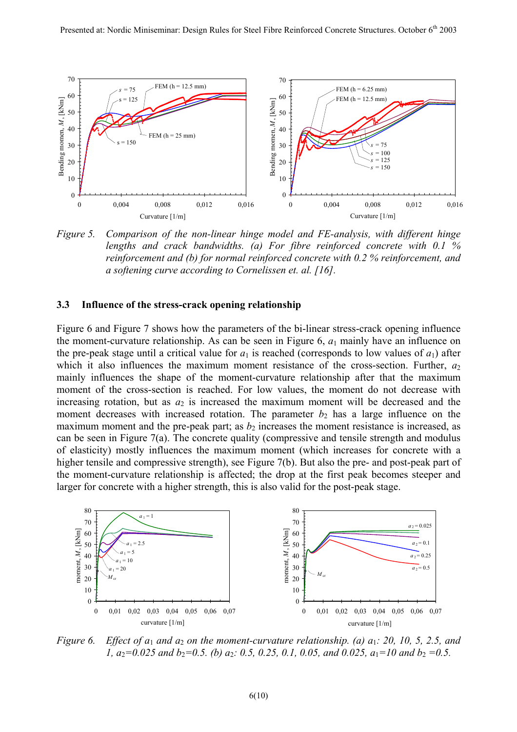*Figure 5. Comparison of the non-linear hinge model and FE-analysis, with different hinge lengths and crack bandwidths. (a) For fibre reinforced concrete with 0.1 % reinforcement and (b) for normal reinforced concrete with 0.2 % reinforcement, and a softening curve according to Cornelissen et. al. [16].*

### 3.3 Influence of the stress-crack opening relationship

Figure 6 and Figure 7 shows how the parameters of the bi-linear stress-crack opening influence the moment-curvature relationship. As can be seen in Figure 6, $a_1$ mainly have an influence on the pre-peak stage until a critical value for $a_1$ is reached (corresponds to low values of $a_1$) after which it also influences the maximum moment resistance of the cross-section. Further, $a_2$ mainly influences the shape of the moment-curvature relationship after that the maximum moment of the cross-section is reached. For low values, the moment do not decrease with increasing rotation, but as $a_2$ is increased the maximum moment will be decreased and the moment decreases with increased rotation. The parameter $b_2$ has a large influence on the maximum moment and the pre-peak part; as $b_2$ increases the moment resistance is increased, as can be seen in Figure 7(a). The concrete quality (compressive and tensile strength and modulus of elasticity) mostly influences the maximum moment (which increases for concrete with a higher tensile and compressive strength), see Figure 7(b). But also the pre- and post-peak part of the moment-curvature relationship is affected; the drop at the first peak becomes steeper and larger for concrete with a higher strength, this is also valid for the post-peak stage.

*Figure 6. Effect of $a_1$ and $a_2$ on the moment-curvature relationship. (a) $a_1$: 20, 10, 5, 2.5, and 1, $a_2$=0.025 and $b_2$=0.5. (b) $a_2$: 0.5, 0.25, 0.1, 0.05, and 0.025, $a_1$=10 and $b_2$ =0.5.*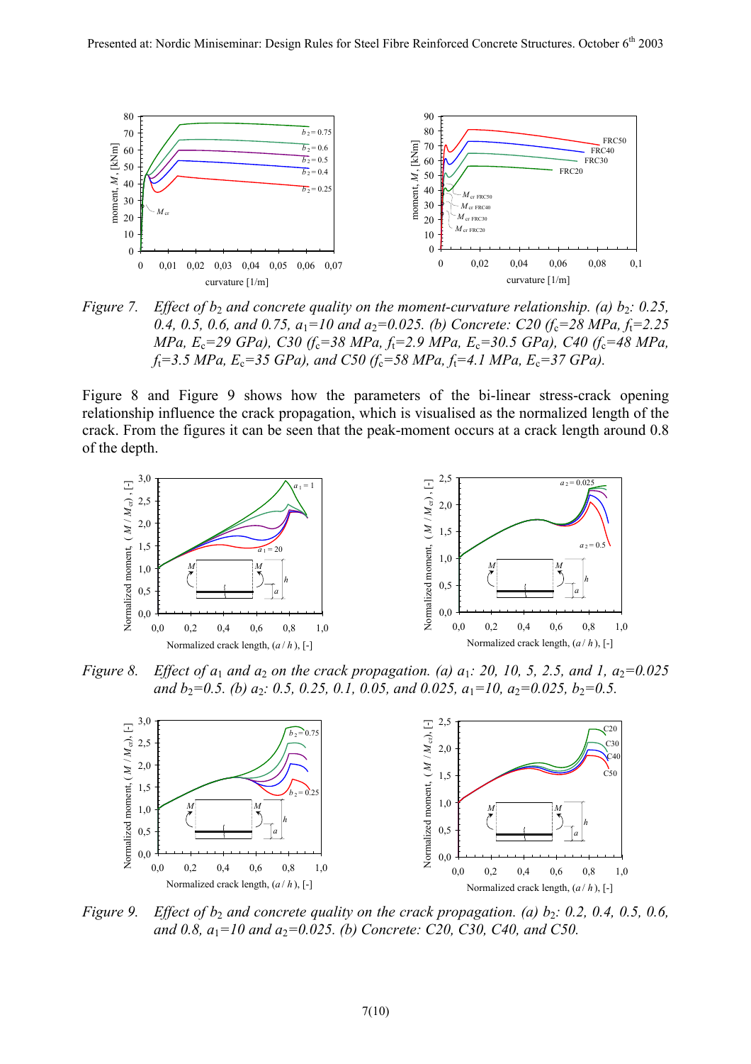*Figure 7. Effect of $b_2$ and concrete quality on the moment-curvature relationship. (a) $b_2$: 0.25, 0.4, 0.5, 0.6, and 0.75, $a_1$=10 and $a_2$=0.025. (b) Concrete: C20 ($f_c$=28 MPa, $f_t$=2.25 MPa, $E_c$=29 GPa), C30 ($f_c$=38 MPa, $f_t$=2.9 MPa, $E_c$=30.5 GPa), C40 ($f_c$=48 MPa, $f_t$=3.5 MPa, $E_c$=35 GPa), and C50 ($f_c$=58 MPa, $f_t$=4.1 MPa, $E_c$=37 GPa).*

Figure 8 and Figure 9 shows how the parameters of the bi-linear stress-crack opening relationship influence the crack propagation, which is visualised as the normalized length of the crack. From the figures it can be seen that the peak-moment occurs at a crack length around 0.8 of the depth.

*Figure 8. Effect of $a_1$ and $a_2$ on the crack propagation. (a) $a_1$: 20, 10, 5, 2.5, and 1, $a_2$=0.025 and $b_2$=0.5. (b) $a_2$: 0.5, 0.25, 0.1, 0.05, and 0.025, $a_1$=10, $a_2$=0.025, $b_2$=0.5.*

*Figure 9. Effect of $b_2$ and concrete quality on the crack propagation. (a) $b_2$: 0.2, 0.4, 0.5, 0.6, and 0.8, $a_1$=10 and $a_2$=0.025. (b) Concrete: C20, C30, C40, and C50.*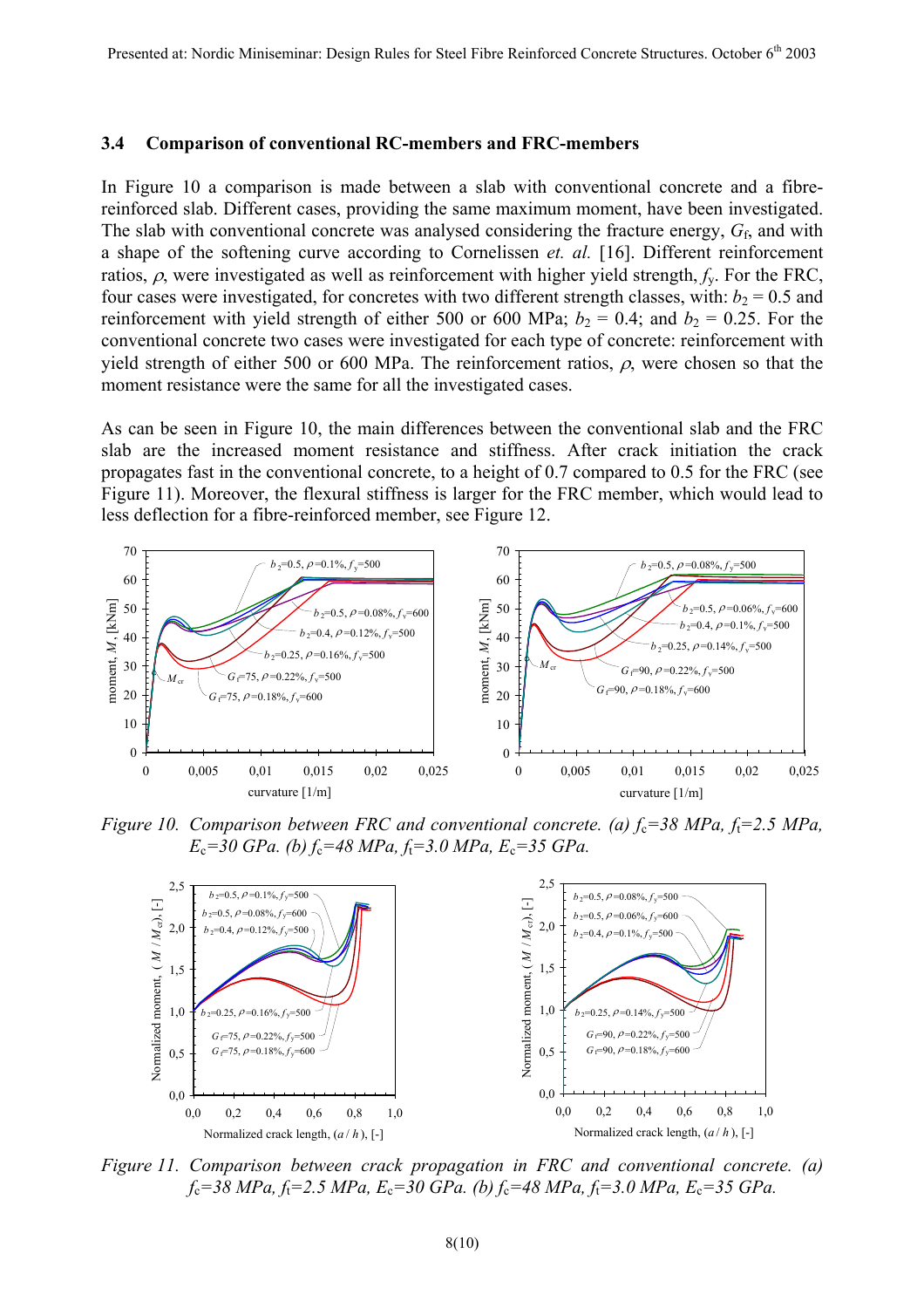### 3.4 Comparison of conventional RC-members and FRC-members

In Figure 10 a comparison is made between a slab with conventional concrete and a fibre-reinforced slab. Different cases, providing the same maximum moment, have been investigated. The slab with conventional concrete was analysed considering the fracture energy, $G_f$, and with a shape of the softening curve according to Cornelissen *et. al.* [16]. Different reinforcement ratios, $\rho$, were investigated as well as reinforcement with higher yield strength, $f_y$. For the FRC, four cases were investigated, for concretes with two different strength classes, with: $b_2 = 0.5$ and reinforcement with yield strength of either 500 or 600 MPa; $b_2 = 0.4$; and $b_2 = 0.25$. For the conventional concrete two cases were investigated for each type of concrete: reinforcement with yield strength of either 500 or 600 MPa. The reinforcement ratios, $\rho$, were chosen so that the moment resistance were the same for all the investigated cases.

As can be seen in Figure 10, the main differences between the conventional slab and the FRC slab are the increased moment resistance and stiffness. After crack initiation the crack propagates fast in the conventional concrete, to a height of 0.7 compared to 0.5 for the FRC (see Figure 11). Moreover, the flexural stiffness is larger for the FRC member, which would lead to less deflection for a fibre-reinforced member, see Figure 12.

*Figure 10. Comparison between FRC and conventional concrete. (a) $f_c$=38 MPa, $f_t$=2.5 MPa, $E_c$=30 GPa. (b) $f_c$=48 MPa, $f_t$=3.0 MPa, $E_c$=35 GPa.*

*Figure 11. Comparison between crack propagation in FRC and conventional concrete. (a) $f_c$=38 MPa, $f_t$=2.5 MPa, $E_c$=30 GPa. (b) $f_c$=48 MPa, $f_t$=3.0 MPa, $E_c$=35 GPa.*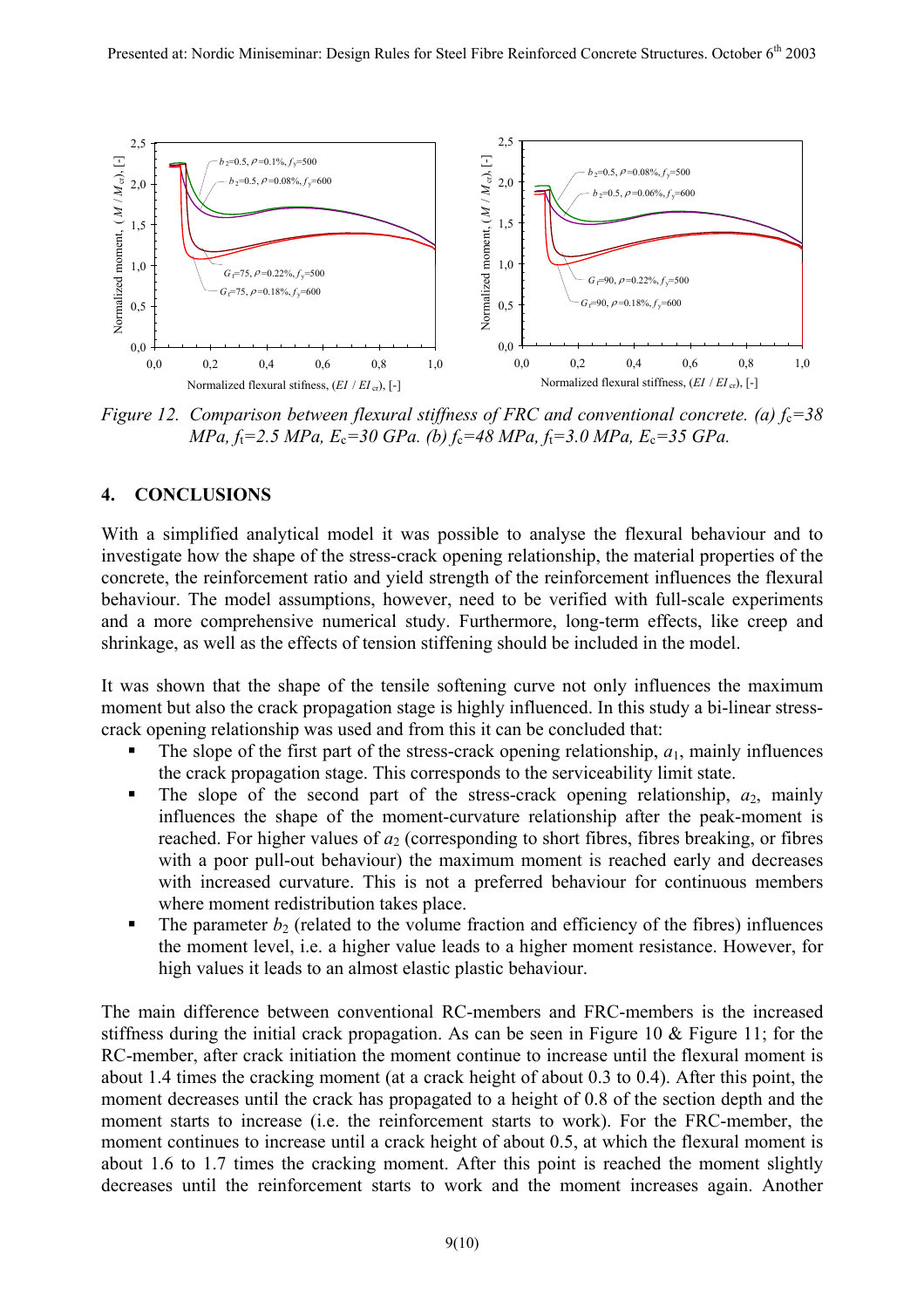Figure 12. Comparison between flexural stiffness of FRC and conventional concrete. (a) $f_c$=38 MPa, $f_t$=2.5 MPa, $E_c$=30 GPa. (b) $f_c$=48 MPa, $f_t$=3.0 MPa, $E_c$=35 GPa.

## 4. CONCLUSIONS

With a simplified analytical model it was possible to analyse the flexural behaviour and to investigate how the shape of the stress-crack opening relationship, the material properties of the concrete, the reinforcement ratio and yield strength of the reinforcement influences the flexural behaviour. The model assumptions, however, need to be verified with full-scale experiments and a more comprehensive numerical study. Furthermore, long-term effects, like creep and shrinkage, as well as the effects of tension stiffening should be included in the model.

It was shown that the shape of the tensile softening curve not only influences the maximum moment but also the crack propagation stage is highly influenced. In this study a bi-linear stress-crack opening relationship was used and from this it can be concluded that:

- The slope of the first part of the stress-crack opening relationship, $a_1$, mainly influences the crack propagation stage. This corresponds to the serviceability limit state.
- The slope of the second part of the stress-crack opening relationship, $a_2$, mainly influences the shape of the moment-curvature relationship after the peak-moment is reached. For higher values of $a_2$ (corresponding to short fibres, fibres breaking, or fibres with a poor pull-out behaviour) the maximum moment is reached early and decreases with increased curvature. This is not a preferred behaviour for continuous members where moment redistribution takes place.
- The parameter $b_2$ (related to the volume fraction and efficiency of the fibres) influences the moment level, i.e. a higher value leads to a higher moment resistance. However, for high values it leads to an almost elastic plastic behaviour.

The main difference between conventional RC-members and FRC-members is the increased stiffness during the initial crack propagation. As can be seen in Figure 10 & Figure 11; for the RC-member, after crack initiation the moment continue to increase until the flexural moment is about 1.4 times the cracking moment (at a crack height of about 0.3 to 0.4). After this point, the moment decreases until the crack has propagated to a height of 0.8 of the section depth and the moment starts to increase (i.e. the reinforcement starts to work). For the FRC-member, the moment continues to increase until a crack height of about 0.5, at which the flexural moment is about 1.6 to 1.7 times the cracking moment. After this point is reached the moment slightly decreases until the reinforcement starts to work and the moment increases again. Another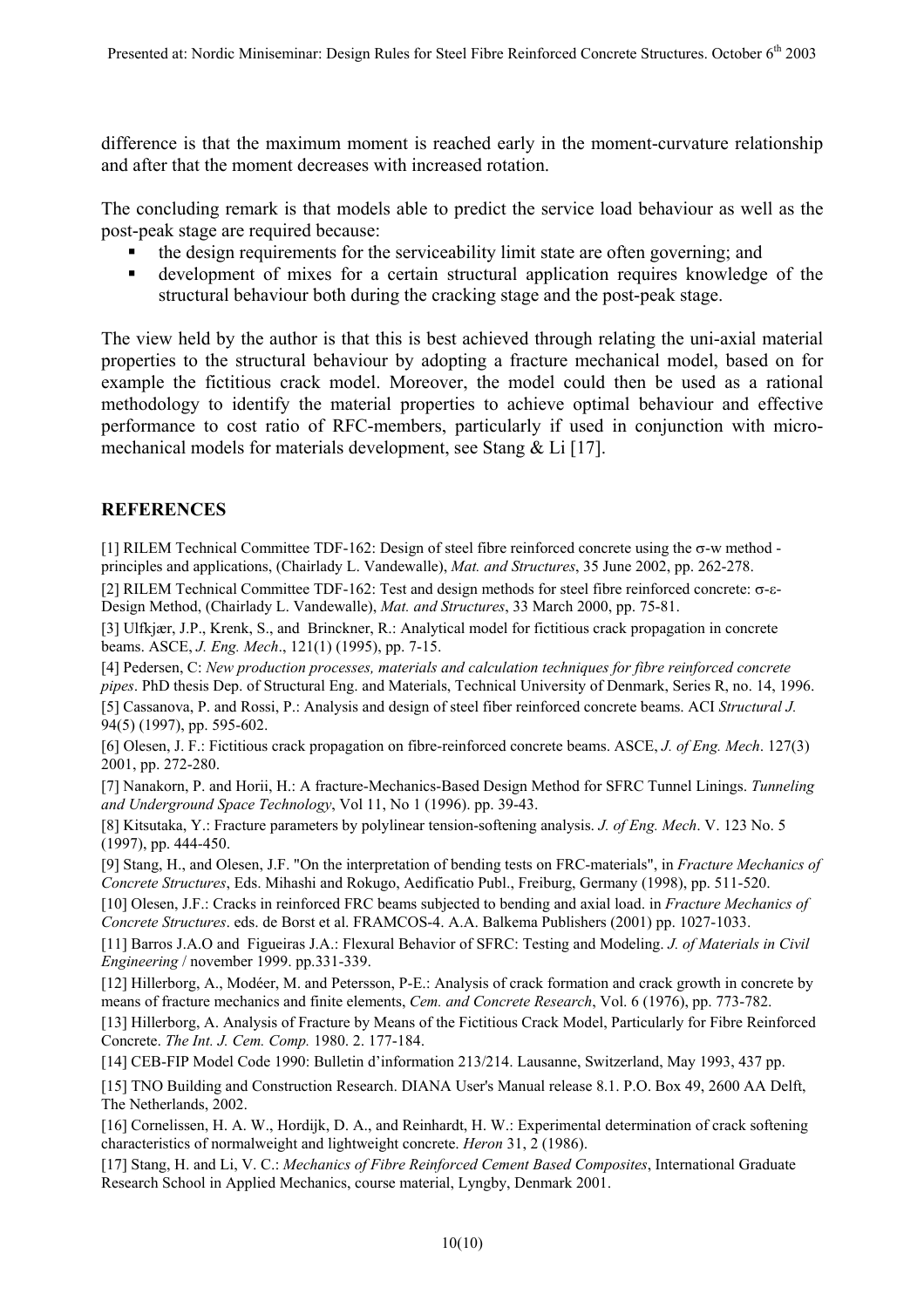difference is that the maximum moment is reached early in the moment-curvature relationship and after that the moment decreases with increased rotation.

The concluding remark is that models able to predict the service load behaviour as well as the post-peak stage are required because:

- the design requirements for the serviceability limit state are often governing; and
- development of mixes for a certain structural application requires knowledge of the structural behaviour both during the cracking stage and the post-peak stage.

The view held by the author is that this is best achieved through relating the uni-axial material properties to the structural behaviour by adopting a fracture mechanical model, based on for example the fictitious crack model. Moreover, the model could then be used as a rational methodology to identify the material properties to achieve optimal behaviour and effective performance to cost ratio of RFC-members, particularly if used in conjunction with micro-mechanical models for materials development, see Stang & Li [17].

## REFERENCES

[1] RILEM Technical Committee TDF-162: Design of steel fibre reinforced concrete using the σ-w method - principles and applications, (Chairlady L. Vandewalle), *Mat. and Structures*, 35 June 2002, pp. 262-278.

[2] RILEM Technical Committee TDF-162: Test and design methods for steel fibre reinforced concrete: σ-ε-Design Method, (Chairlady L. Vandewalle), *Mat. and Structures*, 33 March 2000, pp. 75-81.

[3] Ulfkjær, J.P., Krenk, S., and Brinckner, R.: Analytical model for fictitious crack propagation in concrete beams. ASCE, *J. Eng. Mech*., 121(1) (1995), pp. 7-15.

[4] Pedersen, C: *New production processes, materials and calculation techniques for fibre reinforced concrete pipes*. PhD thesis Dep. of Structural Eng. and Materials, Technical University of Denmark, Series R, no. 14, 1996.

[5] Cassanova, P. and Rossi, P.: Analysis and design of steel fiber reinforced concrete beams. ACI *Structural J.* 94(5) (1997), pp. 595-602.

[6] Olesen, J. F.: Fictitious crack propagation on fibre-reinforced concrete beams. ASCE, *J. of Eng. Mech*. 127(3) 2001, pp. 272-280.

[7] Nanakorn, P. and Horii, H.: A fracture-Mechanics-Based Design Method for SFRC Tunnel Linings. *Tunneling and Underground Space Technology*, Vol 11, No 1 (1996). pp. 39-43.

[8] Kitsutaka, Y.: Fracture parameters by polylinear tension-softening analysis. *J. of Eng. Mech*. V. 123 No. 5 (1997), pp. 444-450.

[9] Stang, H., and Olesen, J.F. "On the interpretation of bending tests on FRC-materials", in *Fracture Mechanics of Concrete Structures*, Eds. Mihashi and Rokugo, Aedificatio Publ., Freiburg, Germany (1998), pp. 511-520.

[10] Olesen, J.F.: Cracks in reinforced FRC beams subjected to bending and axial load. in *Fracture Mechanics of Concrete Structures*. eds. de Borst et al. FRAMCOS-4. A.A. Balkema Publishers (2001) pp. 1027-1033.

[11] Barros J.A.O and Figueiras J.A.: Flexural Behavior of SFRC: Testing and Modeling. *J. of Materials in Civil Engineering* / november 1999. pp.331-339.

[12] Hillerborg, A., Modéer, M. and Petersson, P-E.: Analysis of crack formation and crack growth in concrete by means of fracture mechanics and finite elements, *Cem. and Concrete Research*, Vol. 6 (1976), pp. 773-782.

[13] Hillerborg, A. Analysis of Fracture by Means of the Fictitious Crack Model, Particularly for Fibre Reinforced Concrete. *The Int. J. Cem. Comp.* 1980. 2. 177-184.

[14] CEB-FIP Model Code 1990: Bulletin d'information 213/214. Lausanne, Switzerland, May 1993, 437 pp.

[15] TNO Building and Construction Research. DIANA User's Manual release 8.1. P.O. Box 49, 2600 AA Delft, The Netherlands, 2002.

[16] Cornelissen, H. A. W., Hordijk, D. A., and Reinhardt, H. W.: Experimental determination of crack softening characteristics of normalweight and lightweight concrete. *Heron* 31, 2 (1986).

[17] Stang, H. and Li, V. C.: *Mechanics of Fibre Reinforced Cement Based Composites*, International Graduate Research School in Applied Mechanics, course material, Lyngby, Denmark 2001.